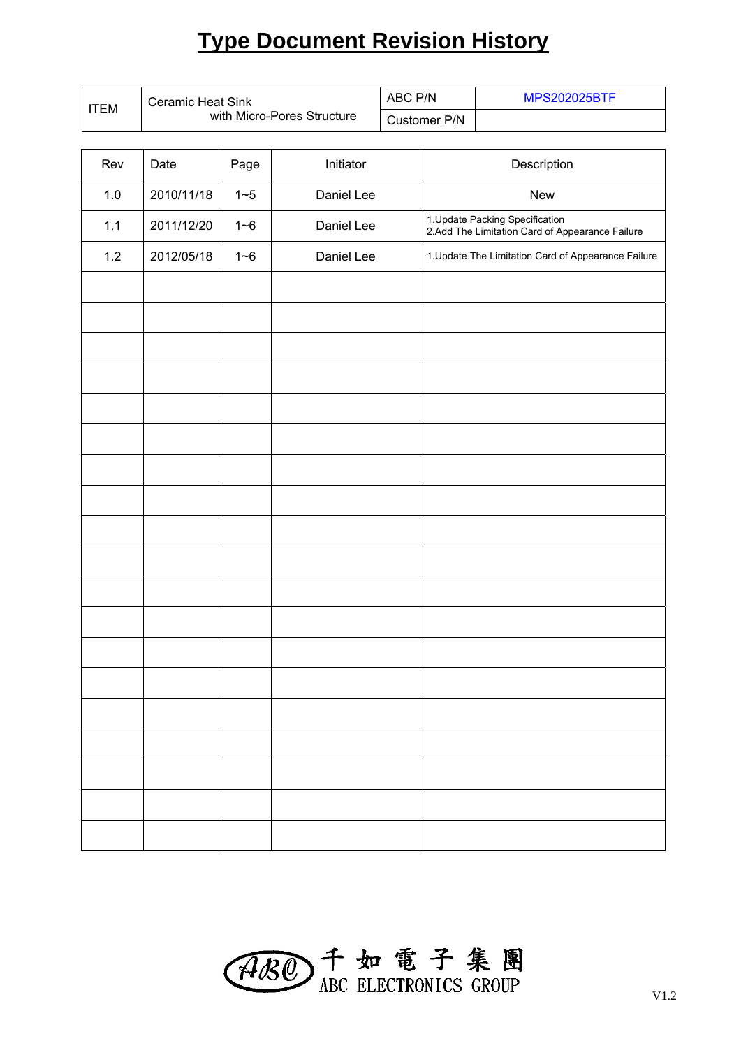# Type Document Revision History

| ITEM | Ceramic Heat Sink with Micro-Pores Structure | ABC P/N | MPS202025BTF |
|---|---|---|---|
| | | Customer P/N | |

| Rev | Date | Page | Initiator | Description |
|---|---|---|---|---|
| 1.0 | 2010/11/18 | 1~5 | Daniel Lee | New |
| 1.1 | 2011/12/20 | 1~6 | Daniel Lee | 1.Update Packing Specification<br>2.Add The Limitation Card of Appearance Failure |
| 1.2 | 2012/05/18 | 1~6 | Daniel Lee | 1.Update The Limitation Card of Appearance Failure |
| | | | | |
| | | | | |
| | | | | |
| | | | | |
| | | | | |
| | | | | |
| | | | | |
| | | | | |
| | | | | |
| | | | | |
| | | | | |
| | | | | |
| | | | | |
| | | | | |
| | | | | |
| | | | | |
| | | | | |
| | | | | |
| | | | | |

ABC 千如電子集團 ABC ELECTRONICS GROUP

V1.2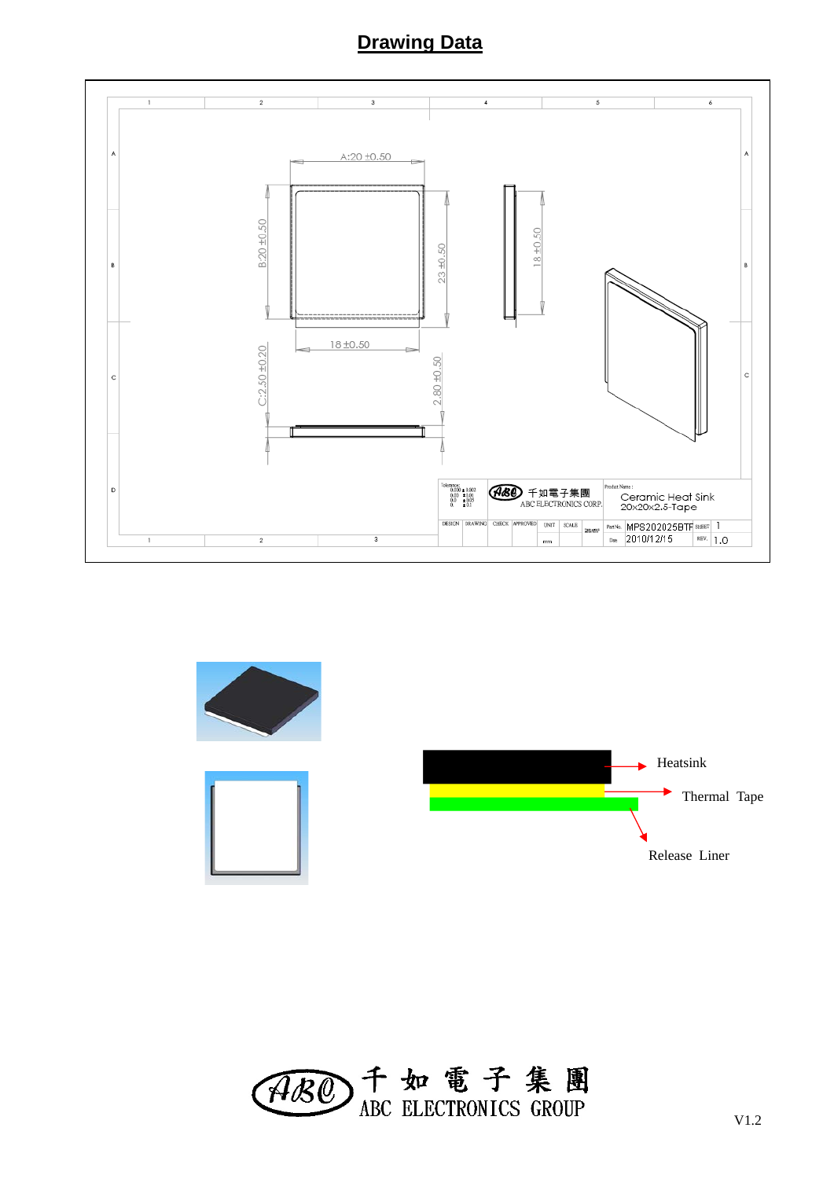# Drawing Data

A:20 ±0.50

B:20 ±0.50

23 ±0.50

18 ±0.50

18 ±0.50

C:2.50 ±0.20

2.80 ±0.50

Tolerance:
0.000 ± 0.002
0.00 ± 0.01
0.0 ± 0.05
0. ± 0.1

千如電子集團
ABC ELECTRONICS CORP.

Product Name:
Ceramic Heat Sink
20x20x2.5-Tape

| DESIGN | DRAWING | CHECK | APPROVED | UNIT | SCALE | Part No. | MPS202025BTF | SHEET | 1 |
|---|---|---|---|---|---|---|---|---|---|
| | | | | mm | | Date | 2010/12/15 | REV. | 1.0 |

Heatsink

Thermal Tape

Release Liner

千如電子集團
ABC ELECTRONICS GROUP

V1.2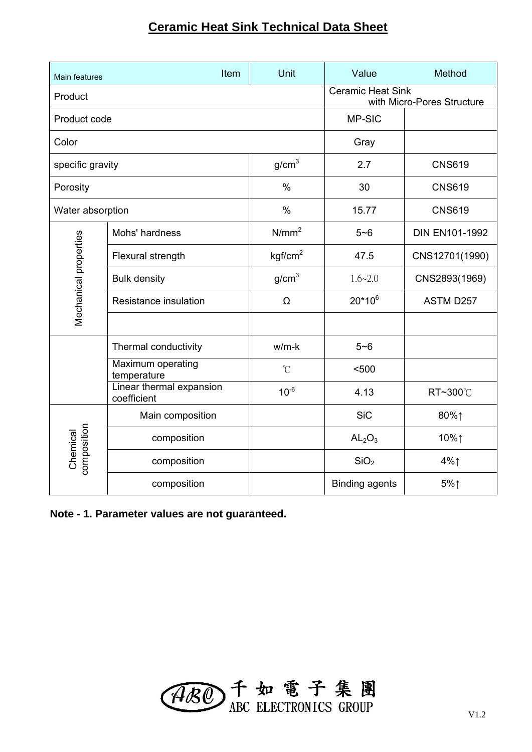# Ceramic Heat Sink Technical Data Sheet

| Main features | Item | Unit | Value | Method |
|---|---|---|---|---|
| Product | | | Ceramic Heat Sink with Micro-Pores Structure | |
| Product code | | | MP-SIC | |
| Color | | | Gray | |
| specific gravity | | $g/cm^3$ | 2.7 | CNS619 |
| Porosity | | % | 30 | CNS619 |
| Water absorption | | % | 15.77 | CNS619 |
| Mechanical properties | Mohs' hardness | $N/mm^2$ | 5~6 | DIN EN101-1992 |
| | Flexural strength | $kgf/cm^2$ | 47.5 | CNS12701(1990) |
| | Bulk density | $g/cm^3$ | 1.6~2.0 | CNS2893(1969) |
| | Resistance insulation | Ω | $20*10^6$ | ASTM D257 |
| | | | | |
| | Thermal conductivity | w/m-k | 5~6 | |
| | Maximum operating temperature | ℃ | <500 | |
| | Linear thermal expansion coefficient | $10^{-6}$ | 4.13 | RT~300℃ |
| Chemical composition | Main composition | | SiC | 80%↑ |
| | composition | | $AL_2O_3$ | 10%↑ |
| | composition | | $SiO_2$ | 4%↑ |
| | composition | | Binding agents | 5%↑ |

**Note - 1. Parameter values are not guaranteed.**

ABC 千如電子集團 ABC ELECTRONICS GROUP

V1.2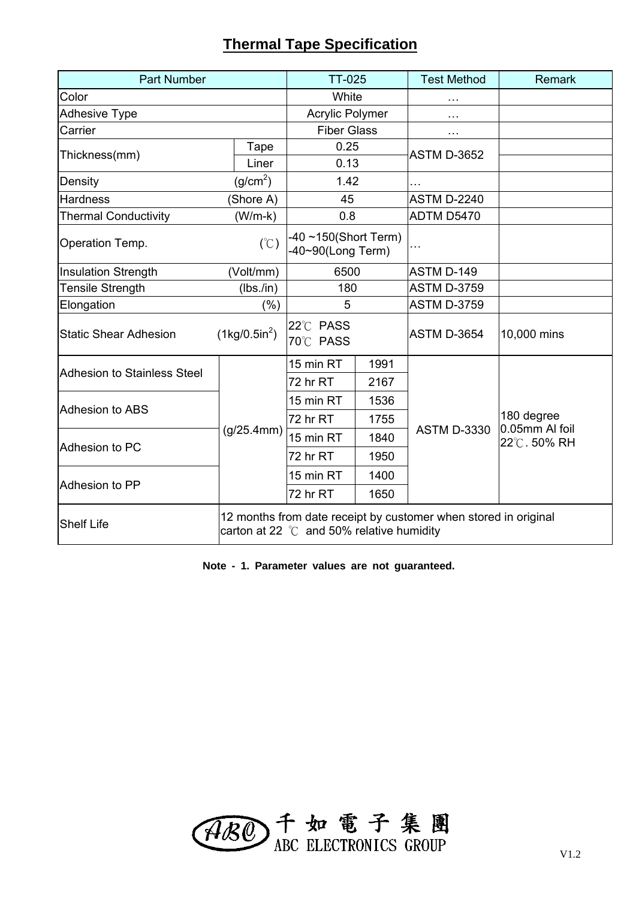# Thermal Tape Specification

| Part Number | | TT-025 | | Test Method | Remark |
|---|---|---|---|---|---|
| Color | | White | | … | |
| Adhesive Type | | Acrylic Polymer | | … | |
| Carrier | | Fiber Glass | | … | |
| Thickness(mm) | Tape | 0.25 | | ASTM D-3652 | |
| | Liner | 0.13 | | | |
| Density | ($g/cm^2$) | 1.42 | | … | |
| Hardness | (Shore A) | 45 | | ASTM D-2240 | |
| Thermal Conductivity | (W/m-k) | 0.8 | | ADTM D5470 | |
| Operation Temp. | (℃) | -40 ~150(Short Term)<br>-40~90(Long Term) | | … | |
| Insulation Strength | (Volt/mm) | 6500 | | ASTM D-149 | |
| Tensile Strength | (lbs./in) | 180 | | ASTM D-3759 | |
| Elongation | (%) | 5 | | ASTM D-3759 | |
| Static Shear Adhesion | ($1kg/0.5in^2$) | 22℃ PASS<br>70℃ PASS | | ASTM D-3654 | 10,000 mins |
| Adhesion to Stainless Steel | (g/25.4mm) | 15 min RT | 1991 | ASTM D-3330 | 180 degree<br>0.05mm Al foil<br>22℃. 50% RH |
| | | 72 hr RT | 2167 | | |
| Adhesion to ABS | | 15 min RT | 1536 | | |
| | | 72 hr RT | 1755 | | |
| Adhesion to PC | | 15 min RT | 1840 | | |
| | | 72 hr RT | 1950 | | |
| Adhesion to PP | | 15 min RT | 1400 | | |
| | | 72 hr RT | 1650 | | |
| Shelf Life | 12 months from date receipt by customer when stored in original carton at 22 ℃ and 50% relative humidity | | | | |

**Note - 1. Parameter values are not guaranteed.**

千如電子集團
ABC ELECTRONICS GROUP

V1.2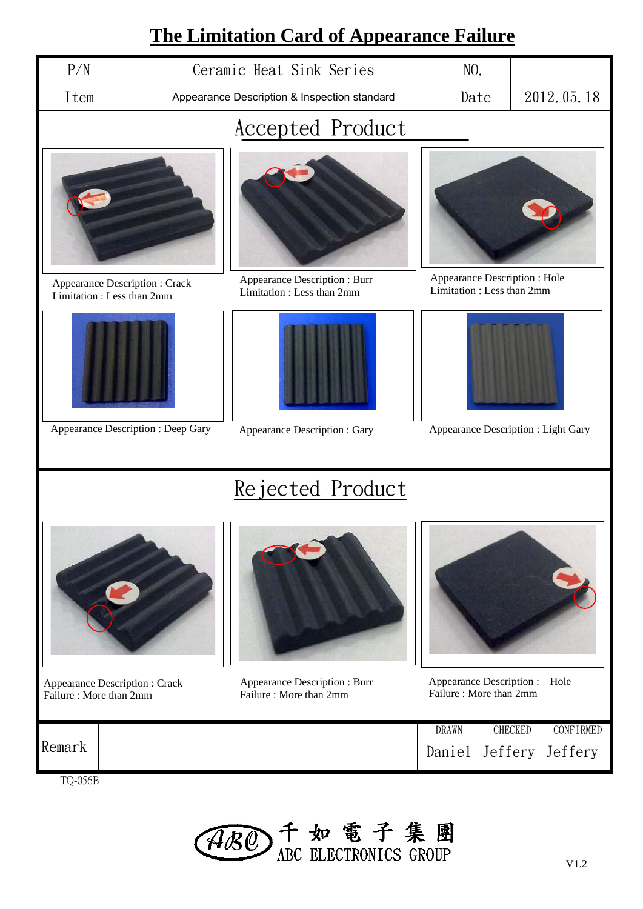# The Limitation Card of Appearance Failure

| P/N | Ceramic Heat Sink Series | NO. | |
|---|---|---|---|
| Item | Appearance Description & Inspection standard | Date | 2012.05.18 |

## Accepted Product

Appearance Description : Crack
Limitation : Less than 2mm

Appearance Description : Burr
Limitation : Less than 2mm

Appearance Description : Hole
Limitation : Less than 2mm

Appearance Description : Deep Gary

Appearance Description : Gary

Appearance Description : Light Gary

## Rejected Product

Appearance Description : Crack
Failure : More than 2mm

Appearance Description : Burr
Failure : More than 2mm

Appearance Description : Hole
Failure : More than 2mm

| Remark | | DRAWN | CHECKED | CONFIRMED |
|---|---|---|---|---|
| | | Daniel | Jeffery | Jeffery |

TQ-056B

ABC 千如電子集團 ABC ELECTRONICS GROUP

V1.2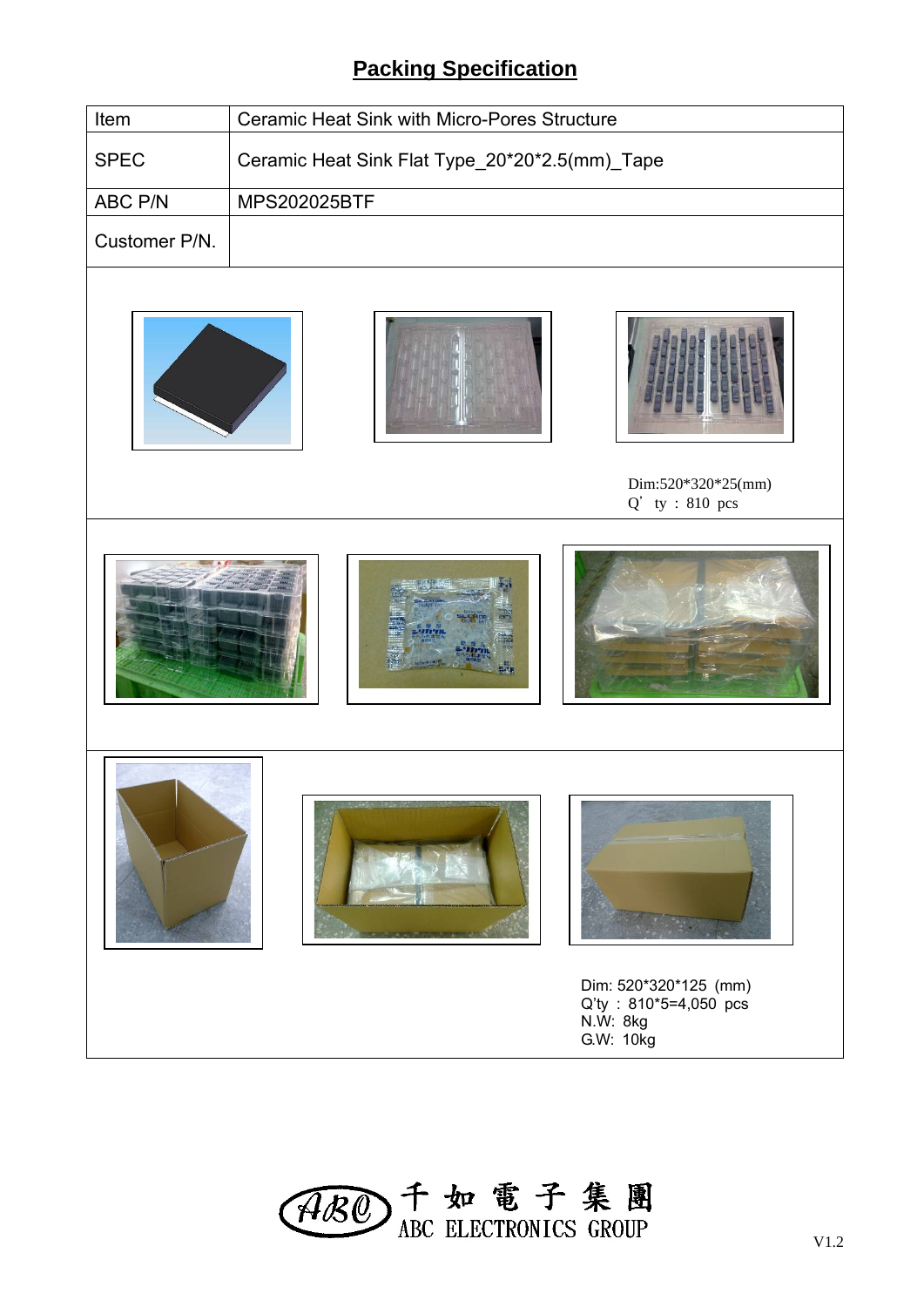# Packing Specification

| | |
|---|---|
| Item | Ceramic Heat Sink with Micro-Pores Structure |
| SPEC | Ceramic Heat Sink Flat Type_20*20*2.5(mm)_Tape |
| ABC P/N | MPS202025BTF |
| Customer P/N. | |

Dim:520*320*25(mm)
Q'ty : 810 pcs

Dim: 520*320*125 (mm)
Q'ty : 810*5=4,050 pcs
N.W: 8kg
G.W: 10kg

ABC 千如電子集團 ABC ELECTRONICS GROUP

V1.2